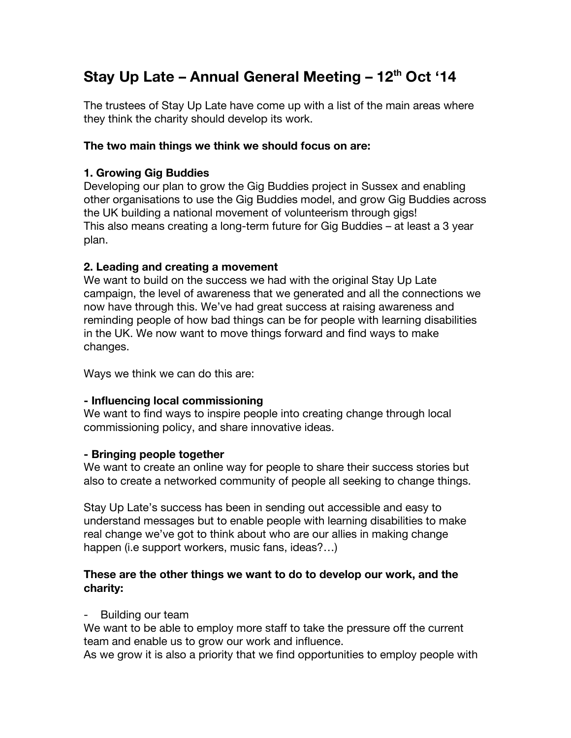# Stay Up Late – Annual General Meeting – 12th Oct '14

The trustees of Stay Up Late have come up with a list of the main areas where they think the charity should develop its work.

**The two main things we think we should focus on are:**

**1. Growing Gig Buddies**

Developing our plan to grow the Gig Buddies project in Sussex and enabling other organisations to use the Gig Buddies model, and grow Gig Buddies across the UK building a national movement of volunteerism through gigs!
This also means creating a long-term future for Gig Buddies – at least a 3 year plan.

**2. Leading and creating a movement**

We want to build on the success we had with the original Stay Up Late campaign, the level of awareness that we generated and all the connections we now have through this. We've had great success at raising awareness and reminding people of how bad things can be for people with learning disabilities in the UK. We now want to move things forward and find ways to make changes.

Ways we think we can do this are:

**- Influencing local commissioning**

We want to find ways to inspire people into creating change through local commissioning policy, and share innovative ideas.

**- Bringing people together**

We want to create an online way for people to share their success stories but also to create a networked community of people all seeking to change things.

Stay Up Late's success has been in sending out accessible and easy to understand messages but to enable people with learning disabilities to make real change we've got to think about who are our allies in making change happen (i.e support workers, music fans, ideas?…)

**These are the other things we want to do to develop our work, and the charity:**

- Building our team

We want to be able to employ more staff to take the pressure off the current team and enable us to grow our work and influence.
As we grow it is also a priority that we find opportunities to employ people with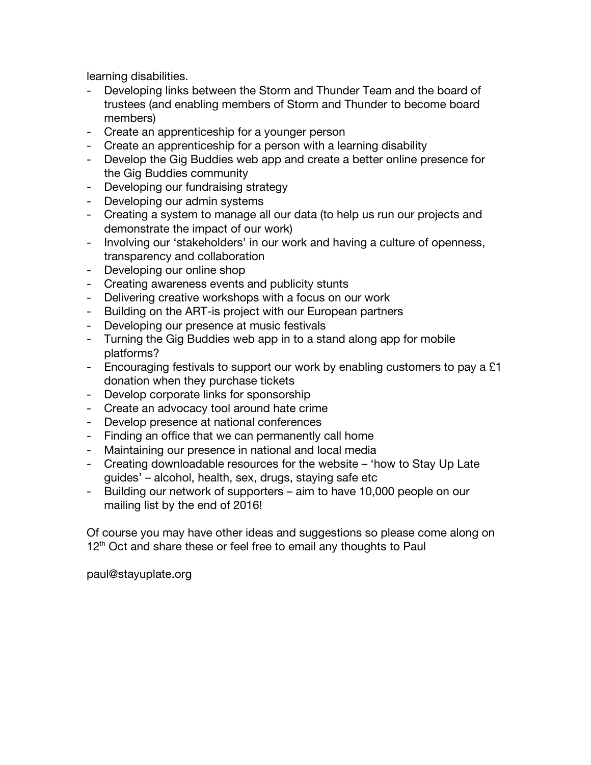learning disabilities.

- Developing links between the Storm and Thunder Team and the board of trustees (and enabling members of Storm and Thunder to become board members)
- Create an apprenticeship for a younger person
- Create an apprenticeship for a person with a learning disability
- Develop the Gig Buddies web app and create a better online presence for the Gig Buddies community
- Developing our fundraising strategy
- Developing our admin systems
- Creating a system to manage all our data (to help us run our projects and demonstrate the impact of our work)
- Involving our 'stakeholders' in our work and having a culture of openness, transparency and collaboration
- Developing our online shop
- Creating awareness events and publicity stunts
- Delivering creative workshops with a focus on our work
- Building on the ART-is project with our European partners
- Developing our presence at music festivals
- Turning the Gig Buddies web app in to a stand along app for mobile platforms?
- Encouraging festivals to support our work by enabling customers to pay a £1 donation when they purchase tickets
- Develop corporate links for sponsorship
- Create an advocacy tool around hate crime
- Develop presence at national conferences
- Finding an office that we can permanently call home
- Maintaining our presence in national and local media
- Creating downloadable resources for the website – 'how to Stay Up Late guides' – alcohol, health, sex, drugs, staying safe etc
- Building our network of supporters – aim to have 10,000 people on our mailing list by the end of 2016!

Of course you may have other ideas and suggestions so please come along on 12th Oct and share these or feel free to email any thoughts to Paul

paul@stayuplate.org